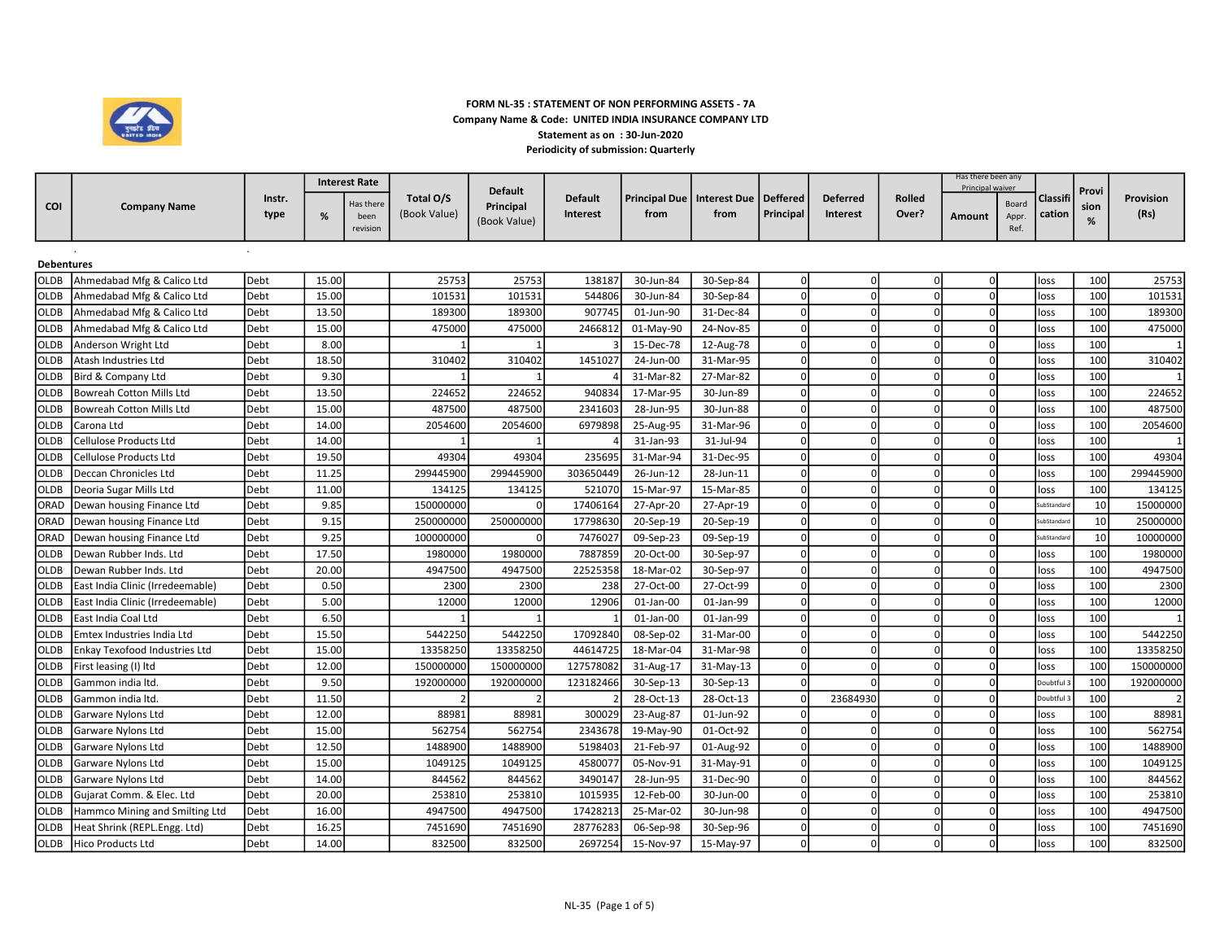**FORM NL-35 : STATEMENT OF NON PERFORMING ASSETS - 7A**

**Company Name & Code: UNITED INDIA INSURANCE COMPANY LTD**

**Statement as on : 30-Jun-2020**

**Periodicity of submission: Quarterly**

| COI | Company Name | Instr. type | Interest Rate % | Has there been revision | Total O/S (Book Value) | Default Principal (Book Value) | Default Interest | Principal Due from | Interest Due from | Deffered Principal | Deferred Interest | Rolled Over? | Has there been any Principal waiver Amount | Board Appr. Ref. | Classification | Provision % | Provision (Rs) |
|---|---|---|---|---|---|---|---|---|---|---|---|---|---|---|---|---|---|
| **Debentures** | | | | | | | | | | | | | | | | | |
| OLDB | Ahmedabad Mfg & Calico Ltd | Debt | 15.00 | | 25753 | 25753 | 138187 | 30-Jun-84 | 30-Sep-84 | 0 | 0 | 0 | 0 | | loss | 100 | 25753 |
| OLDB | Ahmedabad Mfg & Calico Ltd | Debt | 15.00 | | 101531 | 101531 | 544806 | 30-Jun-84 | 30-Sep-84 | 0 | 0 | 0 | 0 | | loss | 100 | 101531 |
| OLDB | Ahmedabad Mfg & Calico Ltd | Debt | 13.50 | | 189300 | 189300 | 907745 | 01-Jun-90 | 31-Dec-84 | 0 | 0 | 0 | 0 | | loss | 100 | 189300 |
| OLDB | Ahmedabad Mfg & Calico Ltd | Debt | 15.00 | | 475000 | 475000 | 2466812 | 01-May-90 | 24-Nov-85 | 0 | 0 | 0 | 0 | | loss | 100 | 475000 |
| OLDB | Anderson Wright Ltd | Debt | 8.00 | | 1 | 1 | 3 | 15-Dec-78 | 12-Aug-78 | 0 | 0 | 0 | 0 | | loss | 100 | 1 |
| OLDB | Atash Industries Ltd | Debt | 18.50 | | 310402 | 310402 | 1451027 | 24-Jun-00 | 31-Mar-95 | 0 | 0 | 0 | 0 | | loss | 100 | 310402 |
| OLDB | Bird & Company Ltd | Debt | 9.30 | | 1 | 1 | 4 | 31-Mar-82 | 27-Mar-82 | 0 | 0 | 0 | 0 | | loss | 100 | 1 |
| OLDB | Bowreah Cotton Mills Ltd | Debt | 13.50 | | 224652 | 224652 | 940834 | 17-Mar-95 | 30-Jun-89 | 0 | 0 | 0 | 0 | | loss | 100 | 224652 |
| OLDB | Bowreah Cotton Mills Ltd | Debt | 15.00 | | 487500 | 487500 | 2341603 | 28-Jun-95 | 30-Jun-88 | 0 | 0 | 0 | 0 | | loss | 100 | 487500 |
| OLDB | Carona Ltd | Debt | 14.00 | | 2054600 | 2054600 | 6979898 | 25-Aug-95 | 31-Mar-96 | 0 | 0 | 0 | 0 | | loss | 100 | 2054600 |
| OLDB | Cellulose Products Ltd | Debt | 14.00 | | 1 | 1 | 4 | 31-Jan-93 | 31-Jul-94 | 0 | 0 | 0 | 0 | | loss | 100 | 1 |
| OLDB | Cellulose Products Ltd | Debt | 19.50 | | 49304 | 49304 | 235695 | 31-Mar-94 | 31-Dec-95 | 0 | 0 | 0 | 0 | | loss | 100 | 49304 |
| OLDB | Deccan Chronicles Ltd | Debt | 11.25 | | 299445900 | 299445900 | 303650449 | 26-Jun-12 | 28-Jun-11 | 0 | 0 | 0 | 0 | | loss | 100 | 299445900 |
| OLDB | Deoria Sugar Mills Ltd | Debt | 11.00 | | 134125 | 134125 | 521070 | 15-Mar-97 | 15-Mar-85 | 0 | 0 | 0 | 0 | | loss | 100 | 134125 |
| ORAD | Dewan housing Finance Ltd | Debt | 9.85 | | 150000000 | 0 | 17406164 | 27-Apr-20 | 27-Apr-19 | 0 | 0 | 0 | 0 | | SubStandard | 10 | 15000000 |
| ORAD | Dewan housing Finance Ltd | Debt | 9.15 | | 250000000 | 250000000 | 17798630 | 20-Sep-19 | 20-Sep-19 | 0 | 0 | 0 | 0 | | SubStandard | 10 | 25000000 |
| ORAD | Dewan housing Finance Ltd | Debt | 9.25 | | 100000000 | 0 | 7476027 | 09-Sep-23 | 09-Sep-19 | 0 | 0 | 0 | 0 | | SubStandard | 10 | 10000000 |
| OLDB | Dewan Rubber Inds. Ltd | Debt | 17.50 | | 1980000 | 1980000 | 7887859 | 20-Oct-00 | 30-Sep-97 | 0 | 0 | 0 | 0 | | loss | 100 | 1980000 |
| OLDB | Dewan Rubber Inds. Ltd | Debt | 20.00 | | 4947500 | 4947500 | 22525358 | 18-Mar-02 | 30-Sep-97 | 0 | 0 | 0 | 0 | | loss | 100 | 4947500 |
| OLDB | East India Clinic (Irredeemable) | Debt | 0.50 | | 2300 | 2300 | 238 | 27-Oct-00 | 27-Oct-99 | 0 | 0 | 0 | 0 | | loss | 100 | 2300 |
| OLDB | East India Clinic (Irredeemable) | Debt | 5.00 | | 12000 | 12000 | 12906 | 01-Jan-00 | 01-Jan-99 | 0 | 0 | 0 | 0 | | loss | 100 | 12000 |
| OLDB | East India Coal Ltd | Debt | 6.50 | | 1 | 1 | 1 | 01-Jan-00 | 01-Jan-99 | 0 | 0 | 0 | 0 | | loss | 100 | 1 |
| OLDB | Emtex Industries India Ltd | Debt | 15.50 | | 5442250 | 5442250 | 17092840 | 08-Sep-02 | 31-Mar-00 | 0 | 0 | 0 | 0 | | loss | 100 | 5442250 |
| OLDB | Enkay Texofood Industries Ltd | Debt | 15.00 | | 13358250 | 13358250 | 44614725 | 18-Mar-04 | 31-Mar-98 | 0 | 0 | 0 | 0 | | loss | 100 | 13358250 |
| OLDB | First leasing (I) ltd | Debt | 12.00 | | 150000000 | 150000000 | 127578082 | 31-Aug-17 | 31-May-13 | 0 | 0 | 0 | 0 | | loss | 100 | 150000000 |
| OLDB | Gammon india ltd. | Debt | 9.50 | | 192000000 | 192000000 | 123182466 | 30-Sep-13 | 30-Sep-13 | 0 | 0 | 0 | 0 | | Doubtful 3 | 100 | 192000000 |
| OLDB | Gammon india ltd. | Debt | 11.50 | | 2 | 2 | 2 | 28-Oct-13 | 28-Oct-13 | 0 | 23684930 | 0 | 0 | | Doubtful 3 | 100 | 2 |
| OLDB | Garware Nylons Ltd | Debt | 12.00 | | 88981 | 88981 | 300029 | 23-Aug-87 | 01-Jun-92 | 0 | 0 | 0 | 0 | | loss | 100 | 88981 |
| OLDB | Garware Nylons Ltd | Debt | 15.00 | | 562754 | 562754 | 2343678 | 19-May-90 | 01-Oct-92 | 0 | 0 | 0 | 0 | | loss | 100 | 562754 |
| OLDB | Garware Nylons Ltd | Debt | 12.50 | | 1488900 | 1488900 | 5198403 | 21-Feb-97 | 01-Aug-92 | 0 | 0 | 0 | 0 | | loss | 100 | 1488900 |
| OLDB | Garware Nylons Ltd | Debt | 15.00 | | 1049125 | 1049125 | 4580077 | 05-Nov-91 | 31-May-91 | 0 | 0 | 0 | 0 | | loss | 100 | 1049125 |
| OLDB | Garware Nylons Ltd | Debt | 14.00 | | 844562 | 844562 | 3490147 | 28-Jun-95 | 31-Dec-90 | 0 | 0 | 0 | 0 | | loss | 100 | 844562 |
| OLDB | Gujarat Comm. & Elec. Ltd | Debt | 20.00 | | 253810 | 253810 | 1015935 | 12-Feb-00 | 30-Jun-00 | 0 | 0 | 0 | 0 | | loss | 100 | 253810 |
| OLDB | Hammco Mining and Smilting Ltd | Debt | 16.00 | | 4947500 | 4947500 | 17428213 | 25-Mar-02 | 30-Jun-98 | 0 | 0 | 0 | 0 | | loss | 100 | 4947500 |
| OLDB | Heat Shrink (REPL.Engg. Ltd) | Debt | 16.25 | | 7451690 | 7451690 | 28776283 | 06-Sep-98 | 30-Sep-96 | 0 | 0 | 0 | 0 | | loss | 100 | 7451690 |
| OLDB | Hico Products Ltd | Debt | 14.00 | | 832500 | 832500 | 2697254 | 15-Nov-97 | 15-May-97 | 0 | 0 | 0 | 0 | | loss | 100 | 832500 |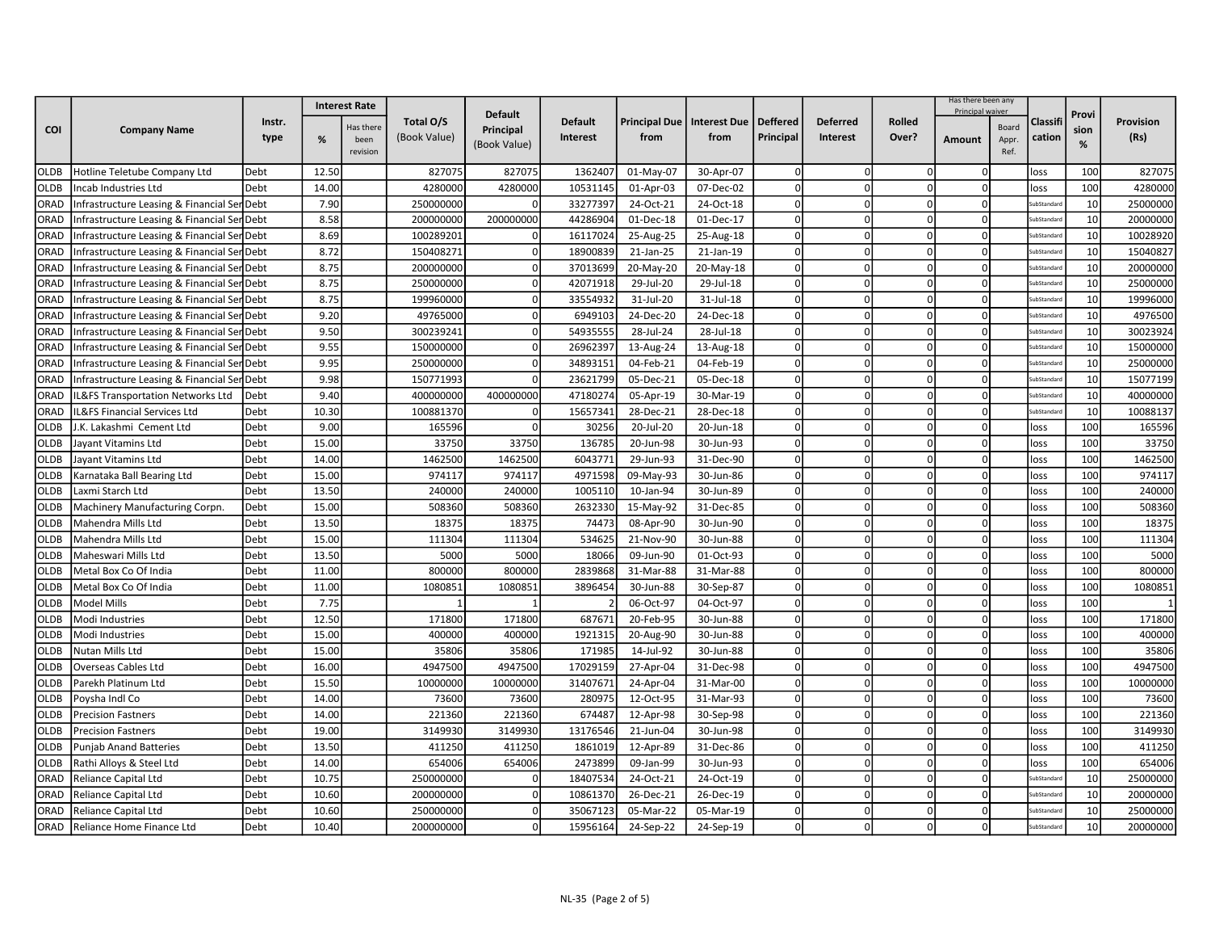| COI | Company Name | Instr. type | Interest Rate | | Total O/S (Book Value) | Default Principal (Book Value) | Default Interest | Principal Due from | Interest Due from | Deffered Principal | Deferred Interest | Rolled Over? | Has there been any Principal waiver | | Classification | Provision % | Provision (Rs) |
|---|---|---|---|---|---|---|---|---|---|---|---|---|---|---|---|---|---|
| | | | % | Has there been revision | | | | | | | | | Amount | Board Appr. Ref. | | | |
| OLDB | Hotline Teletube Company Ltd | Debt | 12.50 | | 827075 | 827075 | 1362407 | 01-May-07 | 30-Apr-07 | 0 | 0 | 0 | 0 | | loss | 100 | 827075 |
| OLDB | Incab Industries Ltd | Debt | 14.00 | | 4280000 | 4280000 | 10531145 | 01-Apr-03 | 07-Dec-02 | 0 | 0 | 0 | 0 | | loss | 100 | 4280000 |
| ORAD | Infrastructure Leasing & Financial Ser | Debt | 7.90 | | 250000000 | 0 | 33277397 | 24-Oct-21 | 24-Oct-18 | 0 | 0 | 0 | 0 | | SubStandard | 10 | 25000000 |
| ORAD | Infrastructure Leasing & Financial Ser | Debt | 8.58 | | 200000000 | 200000000 | 44286904 | 01-Dec-18 | 01-Dec-17 | 0 | 0 | 0 | 0 | | SubStandard | 10 | 20000000 |
| ORAD | Infrastructure Leasing & Financial Ser | Debt | 8.69 | | 100289201 | 0 | 16117024 | 25-Aug-25 | 25-Aug-18 | 0 | 0 | 0 | 0 | | SubStandard | 10 | 10028920 |
| ORAD | Infrastructure Leasing & Financial Ser | Debt | 8.72 | | 150408271 | 0 | 18900839 | 21-Jan-25 | 21-Jan-19 | 0 | 0 | 0 | 0 | | SubStandard | 10 | 15040827 |
| ORAD | Infrastructure Leasing & Financial Ser | Debt | 8.75 | | 200000000 | 0 | 37013699 | 20-May-20 | 20-May-18 | 0 | 0 | 0 | 0 | | SubStandard | 10 | 20000000 |
| ORAD | Infrastructure Leasing & Financial Ser | Debt | 8.75 | | 250000000 | 0 | 42071918 | 29-Jul-20 | 29-Jul-18 | 0 | 0 | 0 | 0 | | SubStandard | 10 | 25000000 |
| ORAD | Infrastructure Leasing & Financial Ser | Debt | 8.75 | | 199960000 | 0 | 33554932 | 31-Jul-20 | 31-Jul-18 | 0 | 0 | 0 | 0 | | SubStandard | 10 | 19996000 |
| ORAD | Infrastructure Leasing & Financial Ser | Debt | 9.20 | | 49765000 | 0 | 6949103 | 24-Dec-20 | 24-Dec-18 | 0 | 0 | 0 | 0 | | SubStandard | 10 | 4976500 |
| ORAD | Infrastructure Leasing & Financial Ser | Debt | 9.50 | | 300239241 | 0 | 54935555 | 28-Jul-24 | 28-Jul-18 | 0 | 0 | 0 | 0 | | SubStandard | 10 | 30023924 |
| ORAD | Infrastructure Leasing & Financial Ser | Debt | 9.55 | | 150000000 | 0 | 26962397 | 13-Aug-24 | 13-Aug-18 | 0 | 0 | 0 | 0 | | SubStandard | 10 | 15000000 |
| ORAD | Infrastructure Leasing & Financial Ser | Debt | 9.95 | | 250000000 | 0 | 34893151 | 04-Feb-21 | 04-Feb-19 | 0 | 0 | 0 | 0 | | SubStandard | 10 | 25000000 |
| ORAD | Infrastructure Leasing & Financial Ser | Debt | 9.98 | | 150771993 | 0 | 23621799 | 05-Dec-21 | 05-Dec-18 | 0 | 0 | 0 | 0 | | SubStandard | 10 | 15077199 |
| ORAD | IL&FS Transportation Networks Ltd | Debt | 9.40 | | 400000000 | 400000000 | 47180274 | 05-Apr-19 | 30-Mar-19 | 0 | 0 | 0 | 0 | | SubStandard | 10 | 40000000 |
| ORAD | IL&FS Financial Services Ltd | Debt | 10.30 | | 100881370 | 0 | 15657341 | 28-Dec-21 | 28-Dec-18 | 0 | 0 | 0 | 0 | | SubStandard | 10 | 10088137 |
| OLDB | J.K. Lakashmi Cement Ltd | Debt | 9.00 | | 165596 | 0 | 30256 | 20-Jul-20 | 20-Jun-18 | 0 | 0 | 0 | 0 | | loss | 100 | 165596 |
| OLDB | Jayant Vitamins Ltd | Debt | 15.00 | | 33750 | 33750 | 136785 | 20-Jun-98 | 30-Jun-93 | 0 | 0 | 0 | 0 | | loss | 100 | 33750 |
| OLDB | Jayant Vitamins Ltd | Debt | 14.00 | | 1462500 | 1462500 | 6043771 | 29-Jun-93 | 31-Dec-90 | 0 | 0 | 0 | 0 | | loss | 100 | 1462500 |
| OLDB | Karnataka Ball Bearing Ltd | Debt | 15.00 | | 974117 | 974117 | 4971598 | 09-May-93 | 30-Jun-86 | 0 | 0 | 0 | 0 | | loss | 100 | 974117 |
| OLDB | Laxmi Starch Ltd | Debt | 13.50 | | 240000 | 240000 | 1005110 | 10-Jan-94 | 30-Jun-89 | 0 | 0 | 0 | 0 | | loss | 100 | 240000 |
| OLDB | Machinery Manufacturing Corpn. | Debt | 15.00 | | 508360 | 508360 | 2632330 | 15-May-92 | 31-Dec-85 | 0 | 0 | 0 | 0 | | loss | 100 | 508360 |
| OLDB | Mahendra Mills Ltd | Debt | 13.50 | | 18375 | 18375 | 74473 | 08-Apr-90 | 30-Jun-90 | 0 | 0 | 0 | 0 | | loss | 100 | 18375 |
| OLDB | Mahendra Mills Ltd | Debt | 15.00 | | 111304 | 111304 | 534625 | 21-Nov-90 | 30-Jun-88 | 0 | 0 | 0 | 0 | | loss | 100 | 111304 |
| OLDB | Maheswari Mills Ltd | Debt | 13.50 | | 5000 | 5000 | 18066 | 09-Jun-90 | 01-Oct-93 | 0 | 0 | 0 | 0 | | loss | 100 | 5000 |
| OLDB | Metal Box Co Of India | Debt | 11.00 | | 800000 | 800000 | 2839868 | 31-Mar-88 | 31-Mar-88 | 0 | 0 | 0 | 0 | | loss | 100 | 800000 |
| OLDB | Metal Box Co Of India | Debt | 11.00 | | 1080851 | 1080851 | 3896454 | 30-Jun-88 | 30-Sep-87 | 0 | 0 | 0 | 0 | | loss | 100 | 1080851 |
| OLDB | Model Mills | Debt | 7.75 | | 1 | 1 | 2 | 06-Oct-97 | 04-Oct-97 | 0 | 0 | 0 | 0 | | loss | 100 | 1 |
| OLDB | Modi Industries | Debt | 12.50 | | 171800 | 171800 | 687671 | 20-Feb-95 | 30-Jun-88 | 0 | 0 | 0 | 0 | | loss | 100 | 171800 |
| OLDB | Modi Industries | Debt | 15.00 | | 400000 | 400000 | 1921315 | 20-Aug-90 | 30-Jun-88 | 0 | 0 | 0 | 0 | | loss | 100 | 400000 |
| OLDB | Nutan Mills Ltd | Debt | 15.00 | | 35806 | 35806 | 171985 | 14-Jul-92 | 30-Jun-88 | 0 | 0 | 0 | 0 | | loss | 100 | 35806 |
| OLDB | Overseas Cables Ltd | Debt | 16.00 | | 4947500 | 4947500 | 17029159 | 27-Apr-04 | 31-Dec-98 | 0 | 0 | 0 | 0 | | loss | 100 | 4947500 |
| OLDB | Parekh Platinum Ltd | Debt | 15.50 | | 10000000 | 10000000 | 31407671 | 24-Apr-04 | 31-Mar-00 | 0 | 0 | 0 | 0 | | loss | 100 | 10000000 |
| OLDB | Poysha Indl Co | Debt | 14.00 | | 73600 | 73600 | 280975 | 12-Oct-95 | 31-Mar-93 | 0 | 0 | 0 | 0 | | loss | 100 | 73600 |
| OLDB | Precision Fastners | Debt | 14.00 | | 221360 | 221360 | 674487 | 12-Apr-98 | 30-Sep-98 | 0 | 0 | 0 | 0 | | loss | 100 | 221360 |
| OLDB | Precision Fastners | Debt | 19.00 | | 3149930 | 3149930 | 13176546 | 21-Jun-04 | 30-Jun-98 | 0 | 0 | 0 | 0 | | loss | 100 | 3149930 |
| OLDB | Punjab Anand Batteries | Debt | 13.50 | | 411250 | 411250 | 1861019 | 12-Apr-89 | 31-Dec-86 | 0 | 0 | 0 | 0 | | loss | 100 | 411250 |
| OLDB | Rathi Alloys & Steel Ltd | Debt | 14.00 | | 654006 | 654006 | 2473899 | 09-Jan-99 | 30-Jun-93 | 0 | 0 | 0 | 0 | | loss | 100 | 654006 |
| ORAD | Reliance Capital Ltd | Debt | 10.75 | | 250000000 | 0 | 18407534 | 24-Oct-21 | 24-Oct-19 | 0 | 0 | 0 | 0 | | SubStandard | 10 | 25000000 |
| ORAD | Reliance Capital Ltd | Debt | 10.60 | | 200000000 | 0 | 10861370 | 26-Dec-21 | 26-Dec-19 | 0 | 0 | 0 | 0 | | SubStandard | 10 | 20000000 |
| ORAD | Reliance Capital Ltd | Debt | 10.60 | | 250000000 | 0 | 35067123 | 05-Mar-22 | 05-Mar-19 | 0 | 0 | 0 | 0 | | SubStandard | 10 | 25000000 |
| ORAD | Reliance Home Finance Ltd | Debt | 10.40 | | 200000000 | 0 | 15956164 | 24-Sep-22 | 24-Sep-19 | 0 | 0 | 0 | 0 | | SubStandard | 10 | 20000000 |

NL-35 (Page 2 of 5)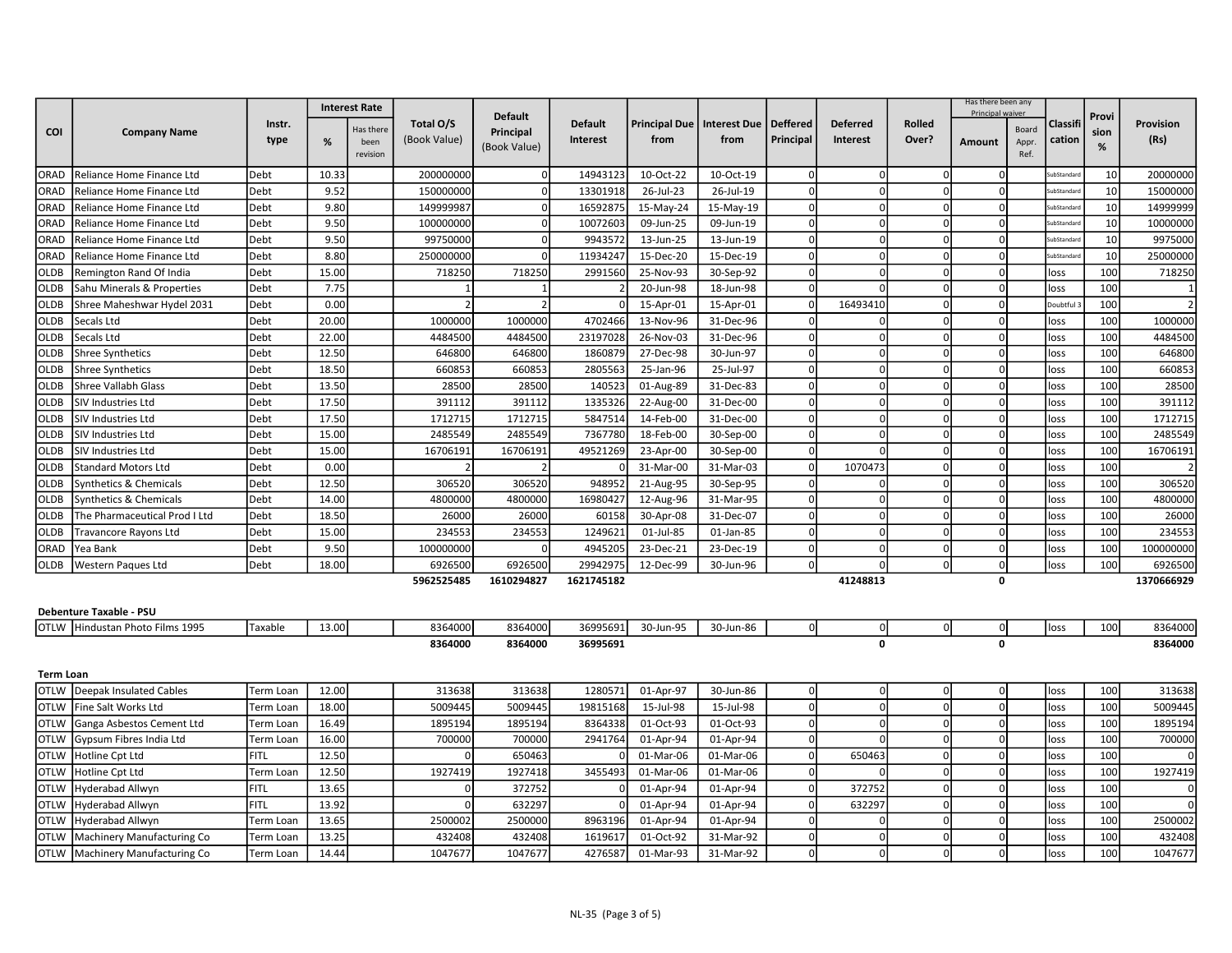| COI | Company Name | Instr. type | Interest Rate | | Total O/S (Book Value) | Default Principal (Book Value) | Default Interest | Principal Due from | Interest Due from | Deffered Principal | Deferred Interest | Rolled Over? | Has there been any Principal waiver | | Classification | Provision % | Provision (Rs) |
|---|---|---|---|---|---|---|---|---|---|---|---|---|---|---|---|---|---|
| | | | % | Has there been revision | | | | | | | | | Amount | Board Appr. Ref. | | | |
| ORAD | Reliance Home Finance Ltd | Debt | 10.33 | | 200000000 | 0 | 14943123 | 10-Oct-22 | 10-Oct-19 | 0 | 0 | 0 | 0 | | SubStandard | 10 | 20000000 |
| ORAD | Reliance Home Finance Ltd | Debt | 9.52 | | 150000000 | 0 | 13301918 | 26-Jul-23 | 26-Jul-19 | 0 | 0 | 0 | 0 | | SubStandard | 10 | 15000000 |
| ORAD | Reliance Home Finance Ltd | Debt | 9.80 | | 149999987 | 0 | 16592875 | 15-May-24 | 15-May-19 | 0 | 0 | 0 | 0 | | SubStandard | 10 | 14999999 |
| ORAD | Reliance Home Finance Ltd | Debt | 9.50 | | 100000000 | 0 | 10072603 | 09-Jun-25 | 09-Jun-19 | 0 | 0 | 0 | 0 | | SubStandard | 10 | 10000000 |
| ORAD | Reliance Home Finance Ltd | Debt | 9.50 | | 99750000 | 0 | 9943572 | 13-Jun-25 | 13-Jun-19 | 0 | 0 | 0 | 0 | | SubStandard | 10 | 9975000 |
| ORAD | Reliance Home Finance Ltd | Debt | 8.80 | | 250000000 | 0 | 11934247 | 15-Dec-20 | 15-Dec-19 | 0 | 0 | 0 | 0 | | SubStandard | 10 | 25000000 |
| OLDB | Remington Rand Of India | Debt | 15.00 | | 718250 | 718250 | 2991560 | 25-Nov-93 | 30-Sep-92 | 0 | 0 | 0 | 0 | | loss | 100 | 718250 |
| OLDB | Sahu Minerals & Properties | Debt | 7.75 | | 1 | 1 | 2 | 20-Jun-98 | 18-Jun-98 | 0 | 0 | 0 | 0 | | loss | 100 | 1 |
| OLDB | Shree Maheshwar Hydel 2031 | Debt | 0.00 | | 2 | 2 | 0 | 15-Apr-01 | 15-Apr-01 | 0 | 16493410 | 0 | 0 | | Doubtful 3 | 100 | 2 |
| OLDB | Secals Ltd | Debt | 20.00 | | 1000000 | 1000000 | 4702466 | 13-Nov-96 | 31-Dec-96 | 0 | 0 | 0 | 0 | | loss | 100 | 1000000 |
| OLDB | Secals Ltd | Debt | 22.00 | | 4484500 | 4484500 | 23197028 | 26-Nov-03 | 31-Dec-96 | 0 | 0 | 0 | 0 | | loss | 100 | 4484500 |
| OLDB | Shree Synthetics | Debt | 12.50 | | 646800 | 646800 | 1860879 | 27-Dec-98 | 30-Jun-97 | 0 | 0 | 0 | 0 | | loss | 100 | 646800 |
| OLDB | Shree Synthetics | Debt | 18.50 | | 660853 | 660853 | 2805563 | 25-Jan-96 | 25-Jul-97 | 0 | 0 | 0 | 0 | | loss | 100 | 660853 |
| OLDB | Shree Vallabh Glass | Debt | 13.50 | | 28500 | 28500 | 140523 | 01-Aug-89 | 31-Dec-83 | 0 | 0 | 0 | 0 | | loss | 100 | 28500 |
| OLDB | SIV Industries Ltd | Debt | 17.50 | | 391112 | 391112 | 1335326 | 22-Aug-00 | 31-Dec-00 | 0 | 0 | 0 | 0 | | loss | 100 | 391112 |
| OLDB | SIV Industries Ltd | Debt | 17.50 | | 1712715 | 1712715 | 5847514 | 14-Feb-00 | 31-Dec-00 | 0 | 0 | 0 | 0 | | loss | 100 | 1712715 |
| OLDB | SIV Industries Ltd | Debt | 15.00 | | 2485549 | 2485549 | 7367780 | 18-Feb-00 | 30-Sep-00 | 0 | 0 | 0 | 0 | | loss | 100 | 2485549 |
| OLDB | SIV Industries Ltd | Debt | 15.00 | | 16706191 | 16706191 | 49521269 | 23-Apr-00 | 30-Sep-00 | 0 | 0 | 0 | 0 | | loss | 100 | 16706191 |
| OLDB | Standard Motors Ltd | Debt | 0.00 | | 2 | 2 | 0 | 31-Mar-00 | 31-Mar-03 | 0 | 1070473 | 0 | 0 | | loss | 100 | 2 |
| OLDB | Synthetics & Chemicals | Debt | 12.50 | | 306520 | 306520 | 948952 | 21-Aug-95 | 30-Sep-95 | 0 | 0 | 0 | 0 | | loss | 100 | 306520 |
| OLDB | Synthetics & Chemicals | Debt | 14.00 | | 4800000 | 4800000 | 16980427 | 12-Aug-96 | 31-Mar-95 | 0 | 0 | 0 | 0 | | loss | 100 | 4800000 |
| OLDB | The Pharmaceutical Prod I Ltd | Debt | 18.50 | | 26000 | 26000 | 60158 | 30-Apr-08 | 31-Dec-07 | 0 | 0 | 0 | 0 | | loss | 100 | 26000 |
| OLDB | Travancore Rayons Ltd | Debt | 15.00 | | 234553 | 234553 | 1249621 | 01-Jul-85 | 01-Jan-85 | 0 | 0 | 0 | 0 | | loss | 100 | 234553 |
| ORAD | Yea Bank | Debt | 9.50 | | 100000000 | 0 | 4945205 | 23-Dec-21 | 23-Dec-19 | 0 | 0 | 0 | 0 | | loss | 100 | 100000000 |
| OLDB | Western Paques Ltd | Debt | 18.00 | | 6926500 | 6926500 | 29942975 | 12-Dec-99 | 30-Jun-96 | 0 | 0 | 0 | 0 | | loss | 100 | 6926500 |
| | | | | | **5962525485** | **1610294827** | **1621745182** | | | | **41248813** | | **0** | | | | **1370666929** |
| | **Debenture Taxable - PSU** | | | | | | | | | | | | | | | | |
| OTLW | Hindustan Photo Films 1995 | Taxable | 13.00 | | 8364000 | 8364000 | 36995691 | 30-Jun-95 | 30-Jun-86 | 0 | 0 | 0 | 0 | | loss | 100 | 8364000 |
| | | | | | **8364000** | **8364000** | **36995691** | | | | **0** | | **0** | | | | **8364000** |
| **Term Loan** | | | | | | | | | | | | | | | | | |
| OTLW | Deepak Insulated Cables | Term Loan | 12.00 | | 313638 | 313638 | 1280571 | 01-Apr-97 | 30-Jun-86 | 0 | 0 | 0 | 0 | | loss | 100 | 313638 |
| OTLW | Fine Salt Works Ltd | Term Loan | 18.00 | | 5009445 | 5009445 | 19815168 | 15-Jul-98 | 15-Jul-98 | 0 | 0 | 0 | 0 | | loss | 100 | 5009445 |
| OTLW | Ganga Asbestos Cement Ltd | Term Loan | 16.49 | | 1895194 | 1895194 | 8364338 | 01-Oct-93 | 01-Oct-93 | 0 | 0 | 0 | 0 | | loss | 100 | 1895194 |
| OTLW | Gypsum Fibres India Ltd | Term Loan | 16.00 | | 700000 | 700000 | 2941764 | 01-Apr-94 | 01-Apr-94 | 0 | 0 | 0 | 0 | | loss | 100 | 700000 |
| OTLW | Hotline Cpt Ltd | FITL | 12.50 | | 0 | 650463 | 0 | 01-Mar-06 | 01-Mar-06 | 0 | 650463 | 0 | 0 | | loss | 100 | 0 |
| OTLW | Hotline Cpt Ltd | Term Loan | 12.50 | | 1927419 | 1927418 | 3455493 | 01-Mar-06 | 01-Mar-06 | 0 | 0 | 0 | 0 | | loss | 100 | 1927419 |
| OTLW | Hyderabad Allwyn | FITL | 13.65 | | 0 | 372752 | 0 | 01-Apr-94 | 01-Apr-94 | 0 | 372752 | 0 | 0 | | loss | 100 | 0 |
| OTLW | Hyderabad Allwyn | FITL | 13.92 | | 0 | 632297 | 0 | 01-Apr-94 | 01-Apr-94 | 0 | 632297 | 0 | 0 | | loss | 100 | 0 |
| OTLW | Hyderabad Allwyn | Term Loan | 13.65 | | 2500002 | 2500000 | 8963196 | 01-Apr-94 | 01-Apr-94 | 0 | 0 | 0 | 0 | | loss | 100 | 2500002 |
| OTLW | Machinery Manufacturing Co | Term Loan | 13.25 | | 432408 | 432408 | 1619617 | 01-Oct-92 | 31-Mar-92 | 0 | 0 | 0 | 0 | | loss | 100 | 432408 |
| OTLW | Machinery Manufacturing Co | Term Loan | 14.44 | | 1047677 | 1047677 | 4276587 | 01-Mar-93 | 31-Mar-92 | 0 | 0 | 0 | 0 | | loss | 100 | 1047677 |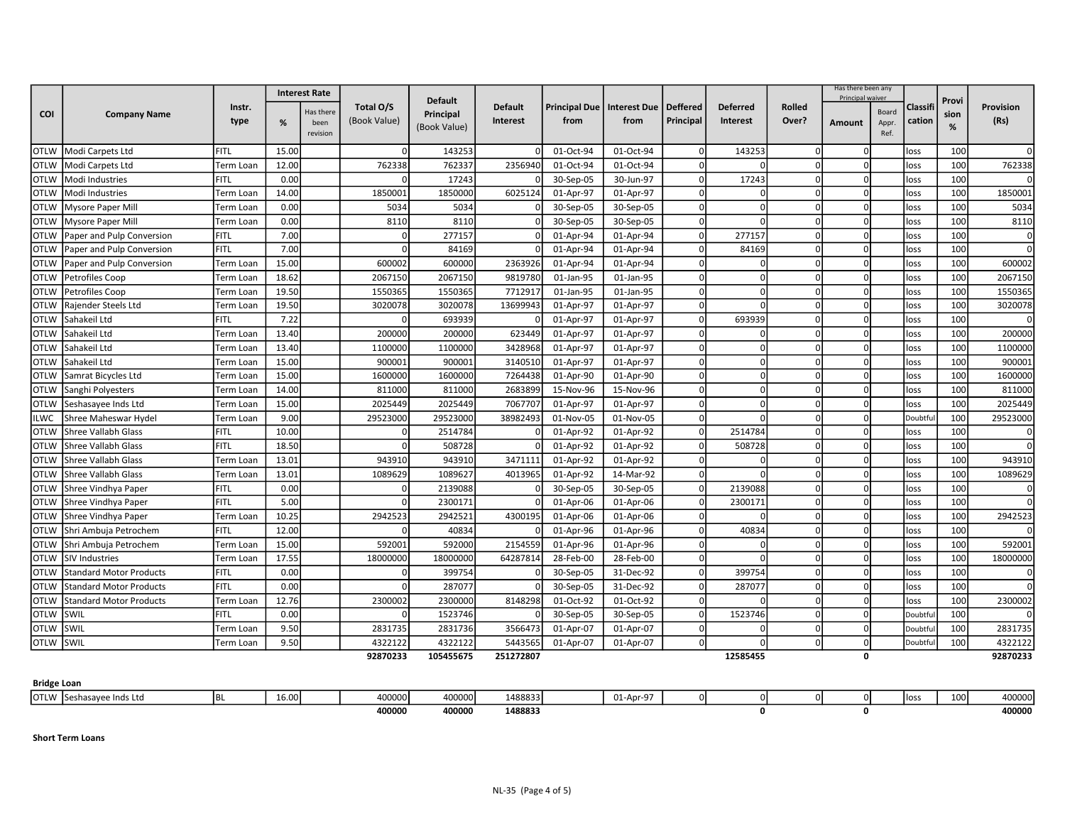| COI | Company Name | Instr. type | Interest Rate % | Has there been revision | Total O/S (Book Value) | Default Principal (Book Value) | Default Interest | Principal Due from | Interest Due from | Deffered Principal | Deferred Interest | Rolled Over? | Has there been any Principal waiver Amount | Board Appr. Ref. | Classification | Provision % | Provision (Rs) |
|---|---|---|---|---|---|---|---|---|---|---|---|---|---|---|---|---|---|
| OTLW | Modi Carpets Ltd | FITL | 15.00 | | 0 | 143253 | 0 | 01-Oct-94 | 01-Oct-94 | 0 | 143253 | 0 | 0 | | loss | 100 | 0 |
| OTLW | Modi Carpets Ltd | Term Loan | 12.00 | | 762338 | 762337 | 2356940 | 01-Oct-94 | 01-Oct-94 | 0 | 0 | 0 | 0 | | loss | 100 | 762338 |
| OTLW | Modi Industries | FITL | 0.00 | | 0 | 17243 | 0 | 30-Sep-05 | 30-Jun-97 | 0 | 17243 | 0 | 0 | | loss | 100 | 0 |
| OTLW | Modi Industries | Term Loan | 14.00 | | 1850001 | 1850000 | 6025124 | 01-Apr-97 | 01-Apr-97 | 0 | 0 | 0 | 0 | | loss | 100 | 1850001 |
| OTLW | Mysore Paper Mill | Term Loan | 0.00 | | 5034 | 5034 | 0 | 30-Sep-05 | 30-Sep-05 | 0 | 0 | 0 | 0 | | loss | 100 | 5034 |
| OTLW | Mysore Paper Mill | Term Loan | 0.00 | | 8110 | 8110 | 0 | 30-Sep-05 | 30-Sep-05 | 0 | 0 | 0 | 0 | | loss | 100 | 8110 |
| OTLW | Paper and Pulp Conversion | FITL | 7.00 | | 0 | 277157 | 0 | 01-Apr-94 | 01-Apr-94 | 0 | 277157 | 0 | 0 | | loss | 100 | 0 |
| OTLW | Paper and Pulp Conversion | FITL | 7.00 | | 0 | 84169 | 0 | 01-Apr-94 | 01-Apr-94 | 0 | 84169 | 0 | 0 | | loss | 100 | 0 |
| OTLW | Paper and Pulp Conversion | Term Loan | 15.00 | | 600002 | 600000 | 2363926 | 01-Apr-94 | 01-Apr-94 | 0 | 0 | 0 | 0 | | loss | 100 | 600002 |
| OTLW | Petrofiles Coop | Term Loan | 18.62 | | 2067150 | 2067150 | 9819780 | 01-Jan-95 | 01-Jan-95 | 0 | 0 | 0 | 0 | | loss | 100 | 2067150 |
| OTLW | Petrofiles Coop | Term Loan | 19.50 | | 1550365 | 1550365 | 7712917 | 01-Jan-95 | 01-Jan-95 | 0 | 0 | 0 | 0 | | loss | 100 | 1550365 |
| OTLW | Rajender Steels Ltd | Term Loan | 19.50 | | 3020078 | 3020078 | 13699943 | 01-Apr-97 | 01-Apr-97 | 0 | 0 | 0 | 0 | | loss | 100 | 3020078 |
| OTLW | Sahakeil Ltd | FITL | 7.22 | | 0 | 693939 | 0 | 01-Apr-97 | 01-Apr-97 | 0 | 693939 | 0 | 0 | | loss | 100 | 0 |
| OTLW | Sahakeil Ltd | Term Loan | 13.40 | | 200000 | 200000 | 623449 | 01-Apr-97 | 01-Apr-97 | 0 | 0 | 0 | 0 | | loss | 100 | 200000 |
| OTLW | Sahakeil Ltd | Term Loan | 13.40 | | 1100000 | 1100000 | 3428968 | 01-Apr-97 | 01-Apr-97 | 0 | 0 | 0 | 0 | | loss | 100 | 1100000 |
| OTLW | Sahakeil Ltd | Term Loan | 15.00 | | 900001 | 900001 | 3140510 | 01-Apr-97 | 01-Apr-97 | 0 | 0 | 0 | 0 | | loss | 100 | 900001 |
| OTLW | Samrat Bicycles Ltd | Term Loan | 15.00 | | 1600000 | 1600000 | 7264438 | 01-Apr-90 | 01-Apr-90 | 0 | 0 | 0 | 0 | | loss | 100 | 1600000 |
| OTLW | Sanghi Polyesters | Term Loan | 14.00 | | 811000 | 811000 | 2683899 | 15-Nov-96 | 15-Nov-96 | 0 | 0 | 0 | 0 | | loss | 100 | 811000 |
| OTLW | Seshasayee Inds Ltd | Term Loan | 15.00 | | 2025449 | 2025449 | 7067707 | 01-Apr-97 | 01-Apr-97 | 0 | 0 | 0 | 0 | | loss | 100 | 2025449 |
| ILWC | Shree Maheswar Hydel | Term Loan | 9.00 | | 29523000 | 29523000 | 38982493 | 01-Nov-05 | 01-Nov-05 | 0 | 0 | 0 | 0 | | Doubtful | 100 | 29523000 |
| OTLW | Shree Vallabh Glass | FITL | 10.00 | | 0 | 2514784 | 0 | 01-Apr-92 | 01-Apr-92 | 0 | 2514784 | 0 | 0 | | loss | 100 | 0 |
| OTLW | Shree Vallabh Glass | FITL | 18.50 | | 0 | 508728 | 0 | 01-Apr-92 | 01-Apr-92 | 0 | 508728 | 0 | 0 | | loss | 100 | 0 |
| OTLW | Shree Vallabh Glass | Term Loan | 13.01 | | 943910 | 943910 | 3471111 | 01-Apr-92 | 01-Apr-92 | 0 | 0 | 0 | 0 | | loss | 100 | 943910 |
| OTLW | Shree Vallabh Glass | Term Loan | 13.01 | | 1089629 | 1089627 | 4013965 | 01-Apr-92 | 14-Mar-92 | 0 | 0 | 0 | 0 | | loss | 100 | 1089629 |
| OTLW | Shree Vindhya Paper | FITL | 0.00 | | 0 | 2139088 | 0 | 30-Sep-05 | 30-Sep-05 | 0 | 2139088 | 0 | 0 | | loss | 100 | 0 |
| OTLW | Shree Vindhya Paper | FITL | 5.00 | | 0 | 2300171 | 0 | 01-Apr-06 | 01-Apr-06 | 0 | 2300171 | 0 | 0 | | loss | 100 | 0 |
| OTLW | Shree Vindhya Paper | Term Loan | 10.25 | | 2942523 | 2942521 | 4300195 | 01-Apr-06 | 01-Apr-06 | 0 | 0 | 0 | 0 | | loss | 100 | 2942523 |
| OTLW | Shri Ambuja Petrochem | FITL | 12.00 | | 0 | 40834 | 0 | 01-Apr-96 | 01-Apr-96 | 0 | 40834 | 0 | 0 | | loss | 100 | 0 |
| OTLW | Shri Ambuja Petrochem | Term Loan | 15.00 | | 592001 | 592000 | 2154559 | 01-Apr-96 | 01-Apr-96 | 0 | 0 | 0 | 0 | | loss | 100 | 592001 |
| OTLW | SIV Industries | Term Loan | 17.55 | | 18000000 | 18000000 | 64287814 | 28-Feb-00 | 28-Feb-00 | 0 | 0 | 0 | 0 | | loss | 100 | 18000000 |
| OTLW | Standard Motor Products | FITL | 0.00 | | 0 | 399754 | 0 | 30-Sep-05 | 31-Dec-92 | 0 | 399754 | 0 | 0 | | loss | 100 | 0 |
| OTLW | Standard Motor Products | FITL | 0.00 | | 0 | 287077 | 0 | 30-Sep-05 | 31-Dec-92 | 0 | 287077 | 0 | 0 | | loss | 100 | 0 |
| OTLW | Standard Motor Products | Term Loan | 12.76 | | 2300002 | 2300000 | 8148298 | 01-Oct-92 | 01-Oct-92 | 0 | 0 | 0 | 0 | | loss | 100 | 2300002 |
| OTLW | SWIL | FITL | 0.00 | | 0 | 1523746 | 0 | 30-Sep-05 | 30-Sep-05 | 0 | 1523746 | 0 | 0 | | Doubtful | 100 | 0 |
| OTLW | SWIL | Term Loan | 9.50 | | 2831735 | 2831736 | 3566473 | 01-Apr-07 | 01-Apr-07 | 0 | 0 | 0 | 0 | | Doubtful | 100 | 2831735 |
| OTLW | SWIL | Term Loan | 9.50 | | 4322122 | 4322122 | 5443565 | 01-Apr-07 | 01-Apr-07 | 0 | 0 | 0 | 0 | | Doubtful | 100 | 4322122 |
| | | | | | **92870233** | **105455675** | **251272807** | | | | **12585455** | | **0** | | | | **92870233** |

**Bridge Loan**

| COI | Company Name | Instr. type | Interest Rate % | Has there been revision | Total O/S (Book Value) | Default Principal (Book Value) | Default Interest | Principal Due from | Interest Due from | Deffered Principal | Deferred Interest | Rolled Over? | Has there been any Principal waiver Amount | Board Appr. Ref. | Classification | Provision % | Provision (Rs) |
|---|---|---|---|---|---|---|---|---|---|---|---|---|---|---|---|---|---|
| OTLW | Seshasayee Inds Ltd | BL | 16.00 | | 400000 | 400000 | 1488833 | | 01-Apr-97 | 0 | 0 | 0 | 0 | | loss | 100 | 400000 |
| | | | | | **400000** | **400000** | **1488833** | | | | **0** | | **0** | | | | **400000** |

**Short Term Loans**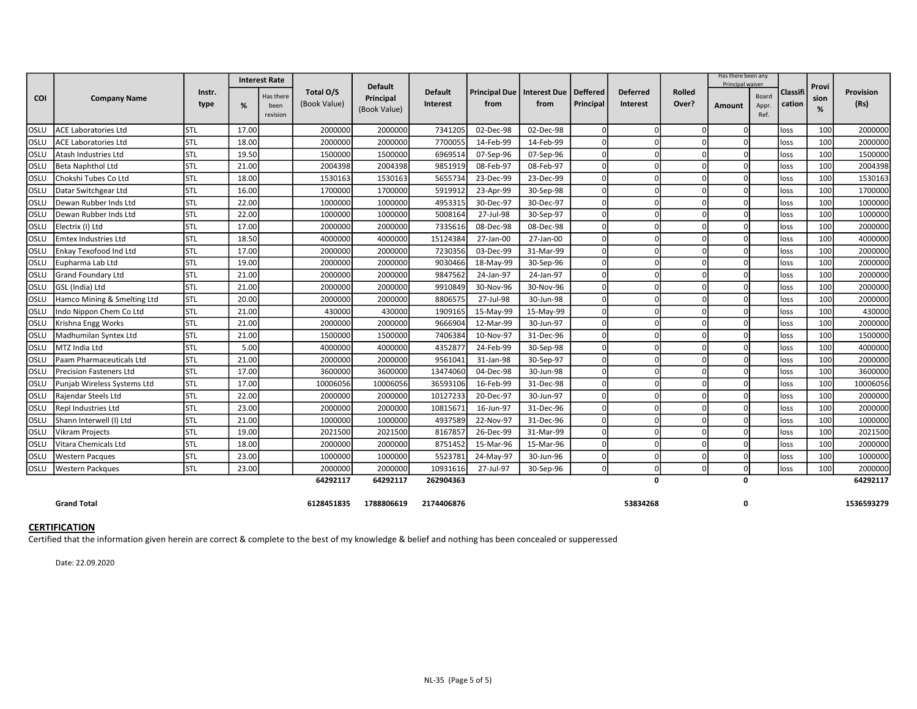| COI | Company Name | Instr. type | Interest Rate | | Total O/S (Book Value) | Default Principal (Book Value) | Default Interest | Principal Due from | Interest Due from | Deffered Principal | Deferred Interest | Rolled Over? | Has there been any Principal waiver | | Classification | Provision % | Provision (Rs) |
|---|---|---|---|---|---|---|---|---|---|---|---|---|---|---|---|---|---|
| | | | % | Has there been revision | | | | | | | | | Amount | Board Appr. Ref. | | | |
| OSLU | ACE Laboratories Ltd | STL | 17.00 | | 2000000 | 2000000 | 7341205 | 02-Dec-98 | 02-Dec-98 | 0 | 0 | 0 | 0 | | loss | 100 | 2000000 |
| OSLU | ACE Laboratories Ltd | STL | 18.00 | | 2000000 | 2000000 | 7700055 | 14-Feb-99 | 14-Feb-99 | 0 | 0 | 0 | 0 | | loss | 100 | 2000000 |
| OSLU | Atash Industries Ltd | STL | 19.50 | | 1500000 | 1500000 | 6969514 | 07-Sep-96 | 07-Sep-96 | 0 | 0 | 0 | 0 | | loss | 100 | 1500000 |
| OSLU | Beta Naphthol Ltd | STL | 21.00 | | 2004398 | 2004398 | 9851919 | 08-Feb-97 | 08-Feb-97 | 0 | 0 | 0 | 0 | | loss | 100 | 2004398 |
| OSLU | Chokshi Tubes Co Ltd | STL | 18.00 | | 1530163 | 1530163 | 5655734 | 23-Dec-99 | 23-Dec-99 | 0 | 0 | 0 | 0 | | loss | 100 | 1530163 |
| OSLU | Datar Switchgear Ltd | STL | 16.00 | | 1700000 | 1700000 | 5919912 | 23-Apr-99 | 30-Sep-98 | 0 | 0 | 0 | 0 | | loss | 100 | 1700000 |
| OSLU | Dewan Rubber Inds Ltd | STL | 22.00 | | 1000000 | 1000000 | 4953315 | 30-Dec-97 | 30-Dec-97 | 0 | 0 | 0 | 0 | | loss | 100 | 1000000 |
| OSLU | Dewan Rubber Inds Ltd | STL | 22.00 | | 1000000 | 1000000 | 5008164 | 27-Jul-98 | 30-Sep-97 | 0 | 0 | 0 | 0 | | loss | 100 | 1000000 |
| OSLU | Electrix (I) Ltd | STL | 17.00 | | 2000000 | 2000000 | 7335616 | 08-Dec-98 | 08-Dec-98 | 0 | 0 | 0 | 0 | | loss | 100 | 2000000 |
| OSLU | Emtex Industries Ltd | STL | 18.50 | | 4000000 | 4000000 | 15124384 | 27-Jan-00 | 27-Jan-00 | 0 | 0 | 0 | 0 | | loss | 100 | 4000000 |
| OSLU | Enkay Texofood Ind Ltd | STL | 17.00 | | 2000000 | 2000000 | 7230356 | 03-Dec-99 | 31-Mar-99 | 0 | 0 | 0 | 0 | | loss | 100 | 2000000 |
| OSLU | Eupharma Lab Ltd | STL | 19.00 | | 2000000 | 2000000 | 9030466 | 18-May-99 | 30-Sep-96 | 0 | 0 | 0 | 0 | | loss | 100 | 2000000 |
| OSLU | Grand Foundary Ltd | STL | 21.00 | | 2000000 | 2000000 | 9847562 | 24-Jan-97 | 24-Jan-97 | 0 | 0 | 0 | 0 | | loss | 100 | 2000000 |
| OSLU | GSL (India) Ltd | STL | 21.00 | | 2000000 | 2000000 | 9910849 | 30-Nov-96 | 30-Nov-96 | 0 | 0 | 0 | 0 | | loss | 100 | 2000000 |
| OSLU | Hamco Mining & Smelting Ltd | STL | 20.00 | | 2000000 | 2000000 | 8806575 | 27-Jul-98 | 30-Jun-98 | 0 | 0 | 0 | 0 | | loss | 100 | 2000000 |
| OSLU | Indo Nippon Chem Co Ltd | STL | 21.00 | | 430000 | 430000 | 1909165 | 15-May-99 | 15-May-99 | 0 | 0 | 0 | 0 | | loss | 100 | 430000 |
| OSLU | Krishna Engg Works | STL | 21.00 | | 2000000 | 2000000 | 9666904 | 12-Mar-99 | 30-Jun-97 | 0 | 0 | 0 | 0 | | loss | 100 | 2000000 |
| OSLU | Madhumilan Syntex Ltd | STL | 21.00 | | 1500000 | 1500000 | 7406384 | 10-Nov-97 | 31-Dec-96 | 0 | 0 | 0 | 0 | | loss | 100 | 1500000 |
| OSLU | MTZ India Ltd | STL | 5.00 | | 4000000 | 4000000 | 4352877 | 24-Feb-99 | 30-Sep-98 | 0 | 0 | 0 | 0 | | loss | 100 | 4000000 |
| OSLU | Paam Pharmaceuticals Ltd | STL | 21.00 | | 2000000 | 2000000 | 9561041 | 31-Jan-98 | 30-Sep-97 | 0 | 0 | 0 | 0 | | loss | 100 | 2000000 |
| OSLU | Precision Fasteners Ltd | STL | 17.00 | | 3600000 | 3600000 | 13474060 | 04-Dec-98 | 30-Jun-98 | 0 | 0 | 0 | 0 | | loss | 100 | 3600000 |
| OSLU | Punjab Wireless Systems Ltd | STL | 17.00 | | 10006056 | 10006056 | 36593106 | 16-Feb-99 | 31-Dec-98 | 0 | 0 | 0 | 0 | | loss | 100 | 10006056 |
| OSLU | Rajendar Steels Ltd | STL | 22.00 | | 2000000 | 2000000 | 10127233 | 20-Dec-97 | 30-Jun-97 | 0 | 0 | 0 | 0 | | loss | 100 | 2000000 |
| OSLU | Repl Industries Ltd | STL | 23.00 | | 2000000 | 2000000 | 10815671 | 16-Jun-97 | 31-Dec-96 | 0 | 0 | 0 | 0 | | loss | 100 | 2000000 |
| OSLU | Shann Interwell (I) Ltd | STL | 21.00 | | 1000000 | 1000000 | 4937589 | 22-Nov-97 | 31-Dec-96 | 0 | 0 | 0 | 0 | | loss | 100 | 1000000 |
| OSLU | Vikram Projects | STL | 19.00 | | 2021500 | 2021500 | 8167857 | 26-Dec-99 | 31-Mar-99 | 0 | 0 | 0 | 0 | | loss | 100 | 2021500 |
| OSLU | Vitara Chemicals Ltd | STL | 18.00 | | 2000000 | 2000000 | 8751452 | 15-Mar-96 | 15-Mar-96 | 0 | 0 | 0 | 0 | | loss | 100 | 2000000 |
| OSLU | Western Pacques | STL | 23.00 | | 1000000 | 1000000 | 5523781 | 24-May-97 | 30-Jun-96 | 0 | 0 | 0 | 0 | | loss | 100 | 1000000 |
| OSLU | Western Packques | STL | 23.00 | | 2000000 | 2000000 | 10931616 | 27-Jul-97 | 30-Sep-96 | 0 | 0 | 0 | 0 | | loss | 100 | 2000000 |
| | | | | | **64292117** | **64292117** | **262904363** | | | | **0** | | **0** | | | | **64292117** |
| | **Grand Total** | | | | **6128451835** | **1788806619** | **2174406876** | | | | **53834268** | | **0** | | | | **1536593279** |

## CERTIFICATION

Certified that the information given herein are correct & complete to the best of my knowledge & belief and nothing has been concealed or supperessed

Date: 22.09.2020